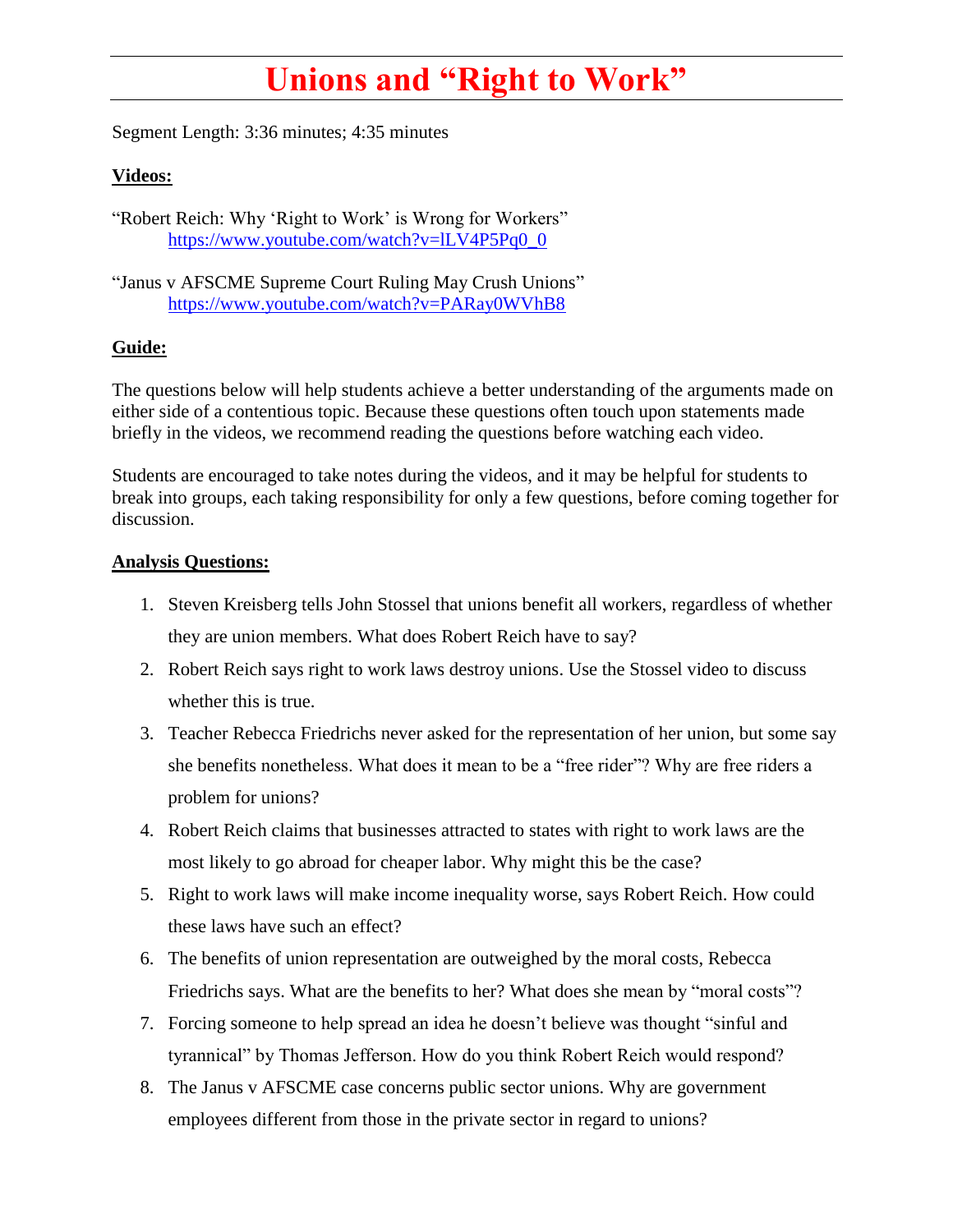# Unions and "Right to Work"

Segment Length: 3:36 minutes; 4:35 minutes

**Videos:**

"Robert Reich: Why 'Right to Work' is Wrong for Workers"
https://www.youtube.com/watch?v=lLV4P5Pq0_0

"Janus v AFSCME Supreme Court Ruling May Crush Unions"
https://www.youtube.com/watch?v=PARay0WVhB8

**Guide:**

The questions below will help students achieve a better understanding of the arguments made on either side of a contentious topic. Because these questions often touch upon statements made briefly in the videos, we recommend reading the questions before watching each video.

Students are encouraged to take notes during the videos, and it may be helpful for students to break into groups, each taking responsibility for only a few questions, before coming together for discussion.

**Analysis Questions:**

1. Steven Kreisberg tells John Stossel that unions benefit all workers, regardless of whether they are union members. What does Robert Reich have to say?
2. Robert Reich says right to work laws destroy unions. Use the Stossel video to discuss whether this is true.
3. Teacher Rebecca Friedrichs never asked for the representation of her union, but some say she benefits nonetheless. What does it mean to be a "free rider"? Why are free riders a problem for unions?
4. Robert Reich claims that businesses attracted to states with right to work laws are the most likely to go abroad for cheaper labor. Why might this be the case?
5. Right to work laws will make income inequality worse, says Robert Reich. How could these laws have such an effect?
6. The benefits of union representation are outweighed by the moral costs, Rebecca Friedrichs says. What are the benefits to her? What does she mean by "moral costs"?
7. Forcing someone to help spread an idea he doesn't believe was thought "sinful and tyrannical" by Thomas Jefferson. How do you think Robert Reich would respond?
8. The Janus v AFSCME case concerns public sector unions. Why are government employees different from those in the private sector in regard to unions?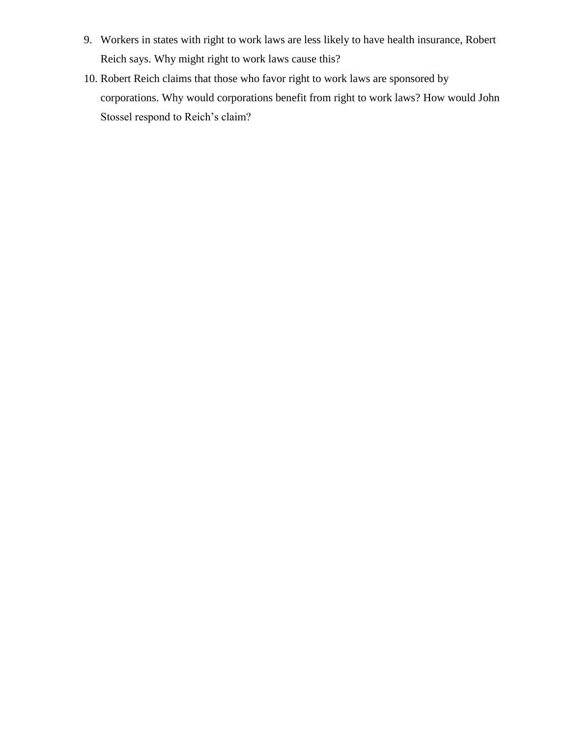9. Workers in states with right to work laws are less likely to have health insurance, Robert Reich says. Why might right to work laws cause this?
10. Robert Reich claims that those who favor right to work laws are sponsored by corporations. Why would corporations benefit from right to work laws? How would John Stossel respond to Reich's claim?